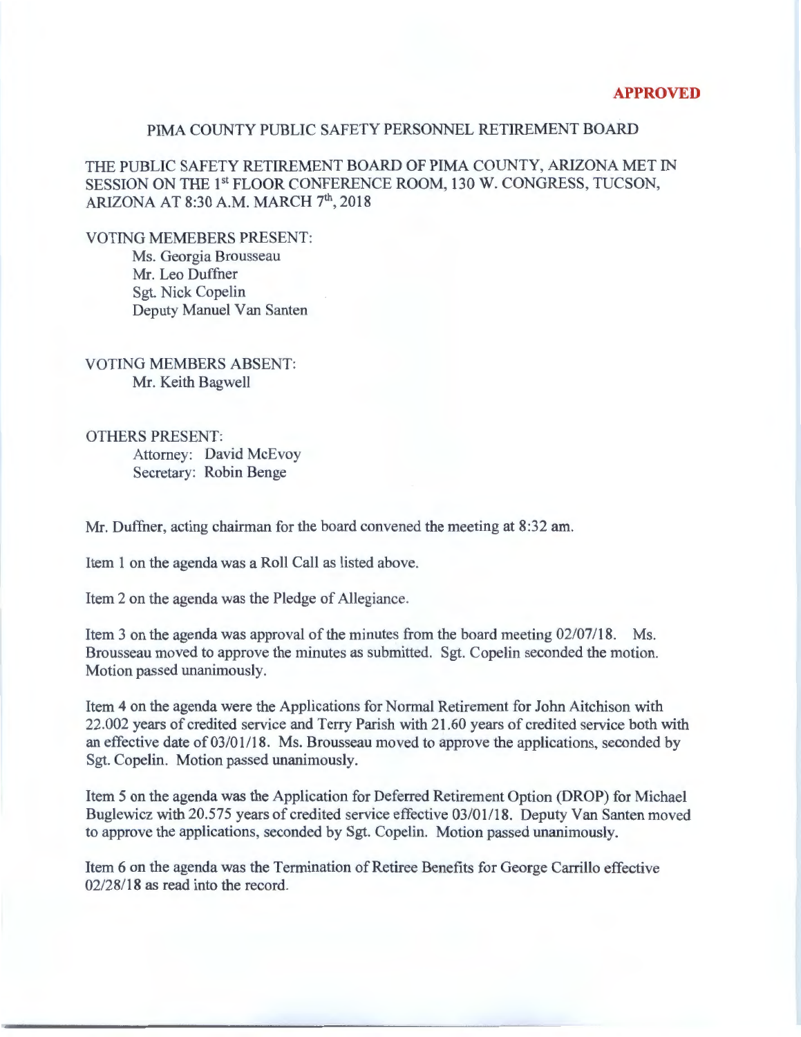**APPROVED**

# PIMA COUNTY PUBLIC SAFETY PERSONNEL RETIREMENT BOARD

THE PUBLIC SAFETY RETIREMENT BOARD OF PIMA COUNTY, ARIZONA MET IN SESSION ON THE 1st FLOOR CONFERENCE ROOM, 130 W. CONGRESS, TUCSON, ARIZONA AT 8:30 A.M. MARCH 7th, 2018

VOTING MEMEBERS PRESENT:

- Ms. Georgia Brousseau
- Mr. Leo Duffner
- Sgt. Nick Copelin
- Deputy Manuel Van Santen

VOTING MEMBERS ABSENT:

- Mr. Keith Bagwell

OTHERS PRESENT:

- Attorney: David McEvoy
- Secretary: Robin Benge

Mr. Duffner, acting chairman for the board convened the meeting at 8:32 am.

Item 1 on the agenda was a Roll Call as listed above.

Item 2 on the agenda was the Pledge of Allegiance.

Item 3 on the agenda was approval of the minutes from the board meeting 02/07/18. Ms. Brousseau moved to approve the minutes as submitted. Sgt. Copelin seconded the motion. Motion passed unanimously.

Item 4 on the agenda were the Applications for Normal Retirement for John Aitchison with 22.002 years of credited service and Terry Parish with 21.60 years of credited service both with an effective date of 03/01/18. Ms. Brousseau moved to approve the applications, seconded by Sgt. Copelin. Motion passed unanimously.

Item 5 on the agenda was the Application for Deferred Retirement Option (DROP) for Michael Buglewicz with 20.575 years of credited service effective 03/01/18. Deputy Van Santen moved to approve the applications, seconded by Sgt. Copelin. Motion passed unanimously.

Item 6 on the agenda was the Termination of Retiree Benefits for George Carrillo effective 02/28/18 as read into the record.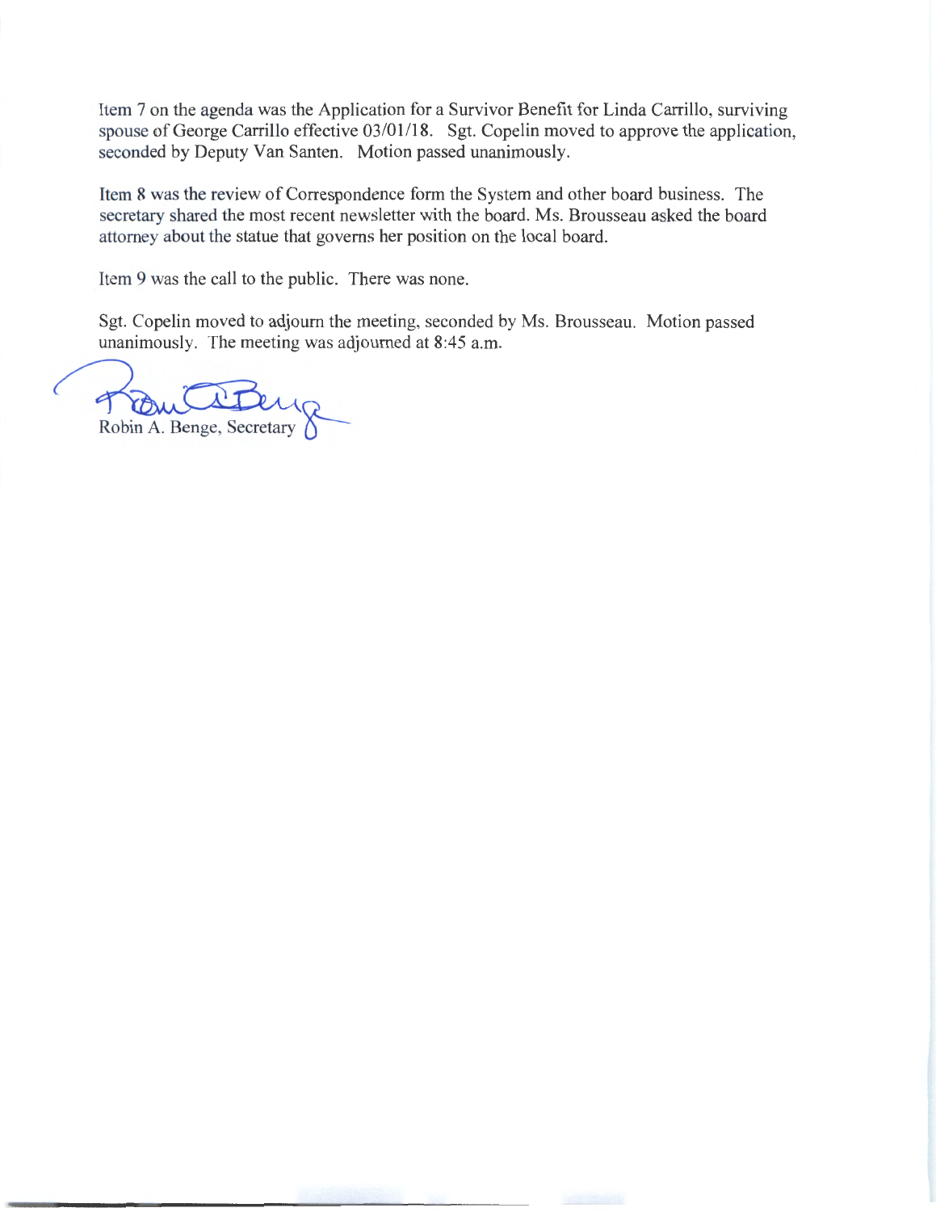Item 7 on the agenda was the Application for a Survivor Benefit for Linda Carrillo, surviving spouse of George Carrillo effective 03/01/18. Sgt. Copelin moved to approve the application, seconded by Deputy Van Santen. Motion passed unanimously.

Item 8 was the review of Correspondence form the System and other board business. The secretary shared the most recent newsletter with the board. Ms. Brousseau asked the board attorney about the statue that governs her position on the local board.

Item 9 was the call to the public. There was none.

Sgt. Copelin moved to adjourn the meeting, seconded by Ms. Brousseau. Motion passed unanimously. The meeting was adjourned at 8:45 a.m.

Robin A. Benge, Secretary